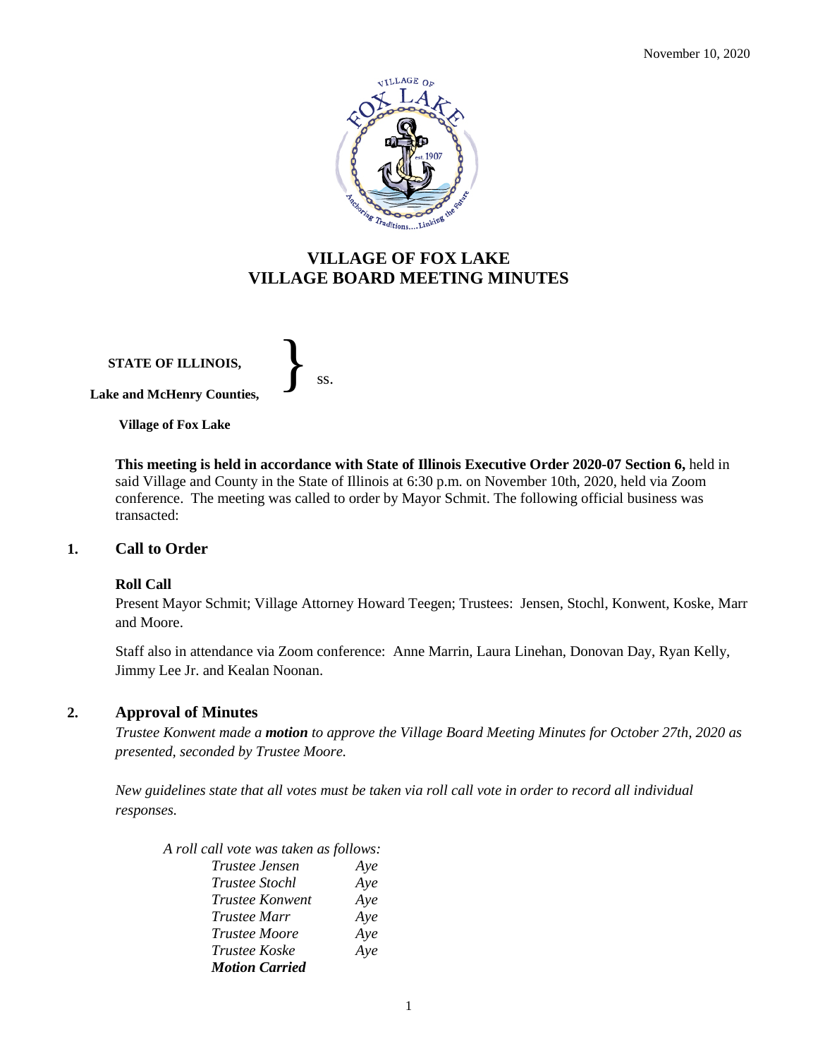November 10, 2020

# VILLAGE OF FOX LAKE
# VILLAGE BOARD MEETING MINUTES

**STATE OF ILLINOIS,**
**Lake and McHenry Counties,** } ss.
**Village of Fox Lake**

**This meeting is held in accordance with State of Illinois Executive Order 2020-07 Section 6,** held in said Village and County in the State of Illinois at 6:30 p.m. on November 10th, 2020, held via Zoom conference. The meeting was called to order by Mayor Schmit. The following official business was transacted:

## 1. Call to Order

### Roll Call

Present Mayor Schmit; Village Attorney Howard Teegen; Trustees: Jensen, Stochl, Konwent, Koske, Marr and Moore.

Staff also in attendance via Zoom conference: Anne Marrin, Laura Linehan, Donovan Day, Ryan Kelly, Jimmy Lee Jr. and Kealan Noonan.

## 2. Approval of Minutes

*Trustee Konwent made a **motion** to approve the Village Board Meeting Minutes for October 27th, 2020 as presented, seconded by Trustee Moore.*

*New guidelines state that all votes must be taken via roll call vote in order to record all individual responses.*

*A roll call vote was taken as follows:*

| | |
|---|---|
| *Trustee Jensen* | *Aye* |
| *Trustee Stochl* | *Aye* |
| *Trustee Konwent* | *Aye* |
| *Trustee Marr* | *Aye* |
| *Trustee Moore* | *Aye* |
| *Trustee Koske* | *Aye* |

***Motion Carried***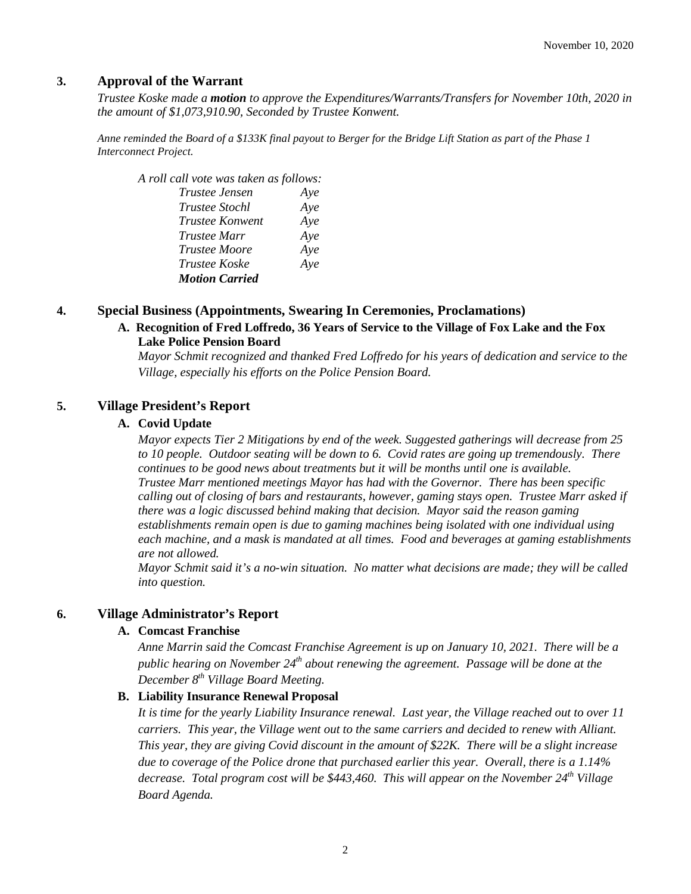## 3. Approval of the Warrant

*Trustee Koske made a **motion** to approve the Expenditures/Warrants/Transfers for November 10th, 2020 in the amount of $1,073,910.90, Seconded by Trustee Konwent.*

*Anne reminded the Board of a $133K final payout to Berger for the Bridge Lift Station as part of the Phase 1 Interconnect Project.*

*A roll call vote was taken as follows:*

| | |
|---|---|
| *Trustee Jensen* | *Aye* |
| *Trustee Stochl* | *Aye* |
| *Trustee Konwent* | *Aye* |
| *Trustee Marr* | *Aye* |
| *Trustee Moore* | *Aye* |
| *Trustee Koske* | *Aye* |
| ***Motion Carried*** | |

## 4. Special Business (Appointments, Swearing In Ceremonies, Proclamations)

### A. Recognition of Fred Loffredo, 36 Years of Service to the Village of Fox Lake and the Fox Lake Police Pension Board

*Mayor Schmit recognized and thanked Fred Loffredo for his years of dedication and service to the Village, especially his efforts on the Police Pension Board.*

## 5. Village President's Report

### A. Covid Update

*Mayor expects Tier 2 Mitigations by end of the week. Suggested gatherings will decrease from 25 to 10 people. Outdoor seating will be down to 6. Covid rates are going up tremendously. There continues to be good news about treatments but it will be months until one is available.*
*Trustee Marr mentioned meetings Mayor has had with the Governor. There has been specific calling out of closing of bars and restaurants, however, gaming stays open. Trustee Marr asked if there was a logic discussed behind making that decision. Mayor said the reason gaming establishments remain open is due to gaming machines being isolated with one individual using each machine, and a mask is mandated at all times. Food and beverages at gaming establishments are not allowed.*
*Mayor Schmit said it's a no-win situation. No matter what decisions are made; they will be called into question.*

## 6. Village Administrator's Report

### A. Comcast Franchise

*Anne Marrin said the Comcast Franchise Agreement is up on January 10, 2021. There will be a public hearing on November 24th about renewing the agreement. Passage will be done at the December 8th Village Board Meeting.*

### B. Liability Insurance Renewal Proposal

*It is time for the yearly Liability Insurance renewal. Last year, the Village reached out to over 11 carriers. This year, the Village went out to the same carriers and decided to renew with Alliant. This year, they are giving Covid discount in the amount of $22K. There will be a slight increase due to coverage of the Police drone that purchased earlier this year. Overall, there is a 1.14% decrease. Total program cost will be $443,460. This will appear on the November 24th Village Board Agenda.*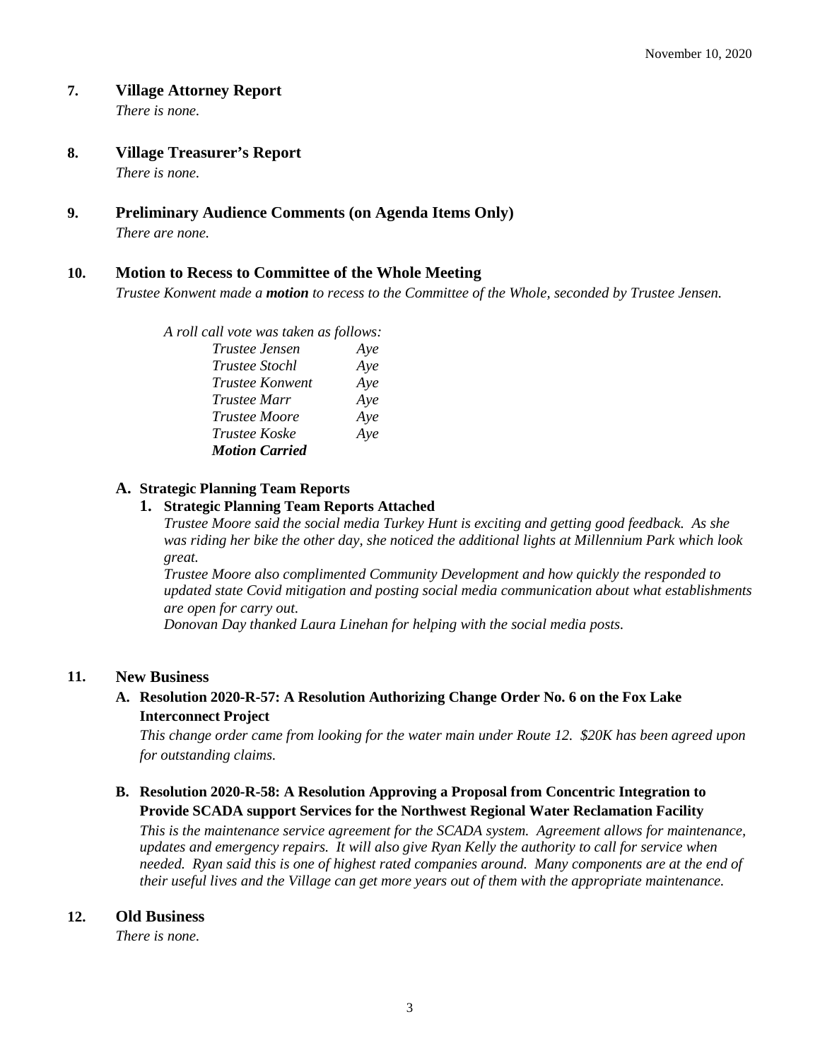## 7. Village Attorney Report

*There is none.*

## 8. Village Treasurer's Report

*There is none.*

## 9. Preliminary Audience Comments (on Agenda Items Only)

*There are none.*

## 10. Motion to Recess to Committee of the Whole Meeting

*Trustee Konwent made a* ***motion*** *to recess to the Committee of the Whole, seconded by Trustee Jensen.*

*A roll call vote was taken as follows:*

| | |
|---|---|
| *Trustee Jensen* | *Aye* |
| *Trustee Stochl* | *Aye* |
| *Trustee Konwent* | *Aye* |
| *Trustee Marr* | *Aye* |
| *Trustee Moore* | *Aye* |
| *Trustee Koske* | *Aye* |
| ***Motion Carried*** | |

### A. Strategic Planning Team Reports

#### 1. Strategic Planning Team Reports Attached

*Trustee Moore said the social media Turkey Hunt is exciting and getting good feedback. As she was riding her bike the other day, she noticed the additional lights at Millennium Park which look great.*

*Trustee Moore also complimented Community Development and how quickly the responded to updated state Covid mitigation and posting social media communication about what establishments are open for carry out.*

*Donovan Day thanked Laura Linehan for helping with the social media posts.*

## 11. New Business

### A. Resolution 2020-R-57: A Resolution Authorizing Change Order No. 6 on the Fox Lake Interconnect Project

*This change order came from looking for the water main under Route 12. $20K has been agreed upon for outstanding claims.*

### B. Resolution 2020-R-58: A Resolution Approving a Proposal from Concentric Integration to Provide SCADA support Services for the Northwest Regional Water Reclamation Facility

*This is the maintenance service agreement for the SCADA system. Agreement allows for maintenance, updates and emergency repairs. It will also give Ryan Kelly the authority to call for service when needed. Ryan said this is one of highest rated companies around. Many components are at the end of their useful lives and the Village can get more years out of them with the appropriate maintenance.*

## 12. Old Business

*There is none.*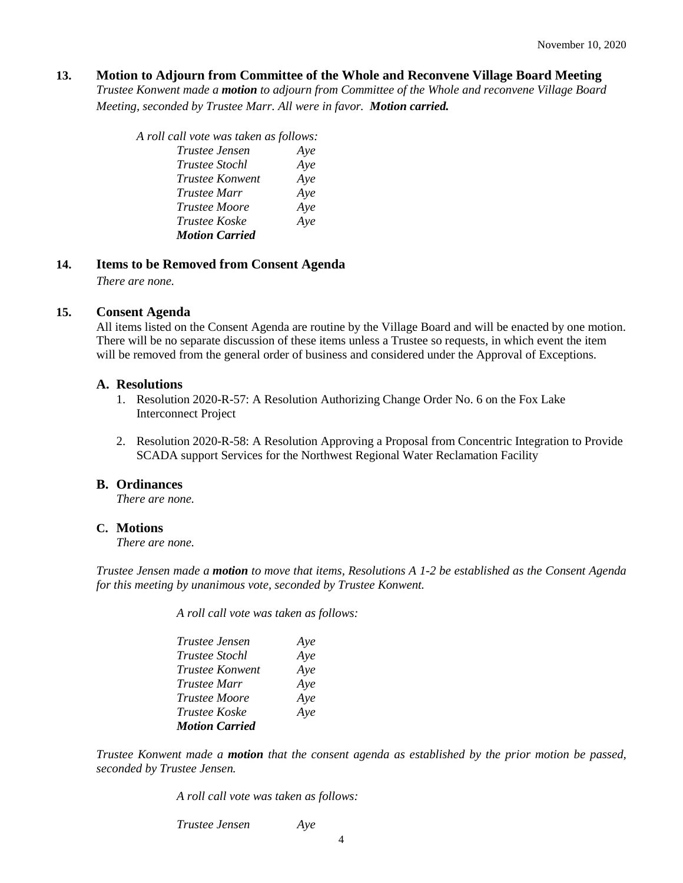## 13. Motion to Adjourn from Committee of the Whole and Reconvene Village Board Meeting

*Trustee Konwent made a **motion** to adjourn from Committee of the Whole and reconvene Village Board Meeting, seconded by Trustee Marr. All were in favor. **Motion carried.***

*A roll call vote was taken as follows:*

| | |
|---|---|
| *Trustee Jensen* | *Aye* |
| *Trustee Stochl* | *Aye* |
| *Trustee Konwent* | *Aye* |
| *Trustee Marr* | *Aye* |
| *Trustee Moore* | *Aye* |
| *Trustee Koske* | *Aye* |
| ***Motion Carried*** | |

## 14. Items to be Removed from Consent Agenda

*There are none.*

## 15. Consent Agenda

All items listed on the Consent Agenda are routine by the Village Board and will be enacted by one motion. There will be no separate discussion of these items unless a Trustee so requests, in which event the item will be removed from the general order of business and considered under the Approval of Exceptions.

### A. Resolutions

1. Resolution 2020-R-57: A Resolution Authorizing Change Order No. 6 on the Fox Lake Interconnect Project
2. Resolution 2020-R-58: A Resolution Approving a Proposal from Concentric Integration to Provide SCADA support Services for the Northwest Regional Water Reclamation Facility

### B. Ordinances

*There are none.*

### C. Motions

*There are none.*

*Trustee Jensen made a **motion** to move that items, Resolutions A 1-2 be established as the Consent Agenda for this meeting by unanimous vote, seconded by Trustee Konwent.*

*A roll call vote was taken as follows:*

| | |
|---|---|
| *Trustee Jensen* | *Aye* |
| *Trustee Stochl* | *Aye* |
| *Trustee Konwent* | *Aye* |
| *Trustee Marr* | *Aye* |
| *Trustee Moore* | *Aye* |
| *Trustee Koske* | *Aye* |
| ***Motion Carried*** | |

*Trustee Konwent made a **motion** that the consent agenda as established by the prior motion be passed, seconded by Trustee Jensen.*

*A roll call vote was taken as follows:*

| | |
|---|---|
| *Trustee Jensen* | *Aye* |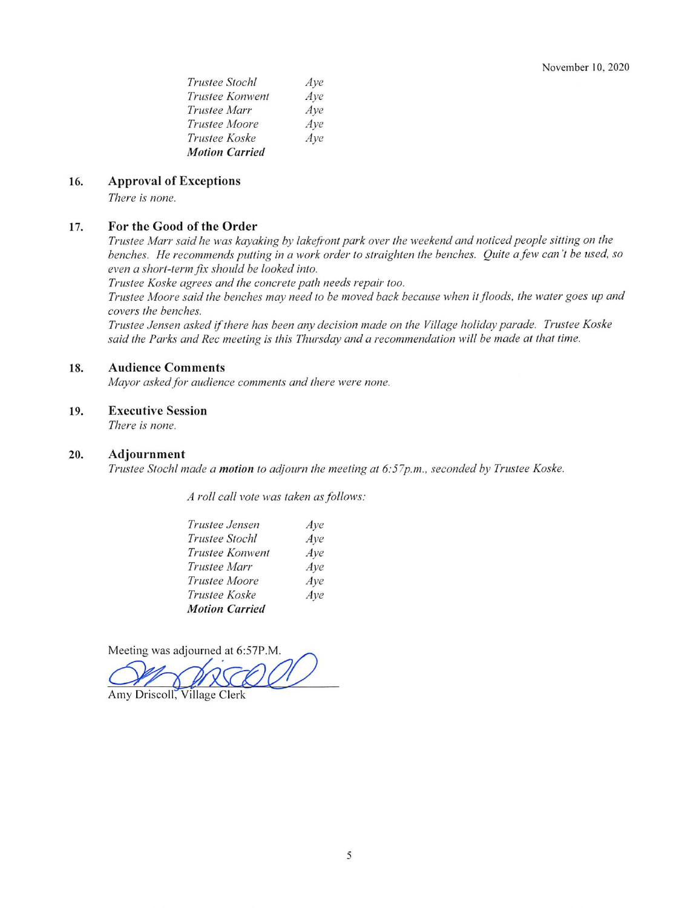| | |
|---|---|
| *Trustee Stochl* | *Aye* |
| *Trustee Konwent* | *Aye* |
| *Trustee Marr* | *Aye* |
| *Trustee Moore* | *Aye* |
| *Trustee Koske* | *Aye* |
| ***Motion Carried*** | |

## 16. Approval of Exceptions

*There is none.*

## 17. For the Good of the Order

*Trustee Marr said he was kayaking by lakefront park over the weekend and noticed people sitting on the benches. He recommends putting in a work order to straighten the benches. Quite a few can't be used, so even a short-term fix should be looked into.*
*Trustee Koske agrees and the concrete path needs repair too.*
*Trustee Moore said the benches may need to be moved back because when it floods, the water goes up and covers the benches.*
*Trustee Jensen asked if there has been any decision made on the Village holiday parade. Trustee Koske said the Parks and Rec meeting is this Thursday and a recommendation will be made at that time.*

## 18. Audience Comments

*Mayor asked for audience comments and there were none.*

## 19. Executive Session

*There is none.*

## 20. Adjournment

*Trustee Stochl made a **motion** to adjourn the meeting at 6:57p.m., seconded by Trustee Koske.*

*A roll call vote was taken as follows:*

| | |
|---|---|
| *Trustee Jensen* | *Aye* |
| *Trustee Stochl* | *Aye* |
| *Trustee Konwent* | *Aye* |
| *Trustee Marr* | *Aye* |
| *Trustee Moore* | *Aye* |
| *Trustee Koske* | *Aye* |
| ***Motion Carried*** | |

Meeting was adjourned at 6:57P.M.

Amy Driscoll, Village Clerk